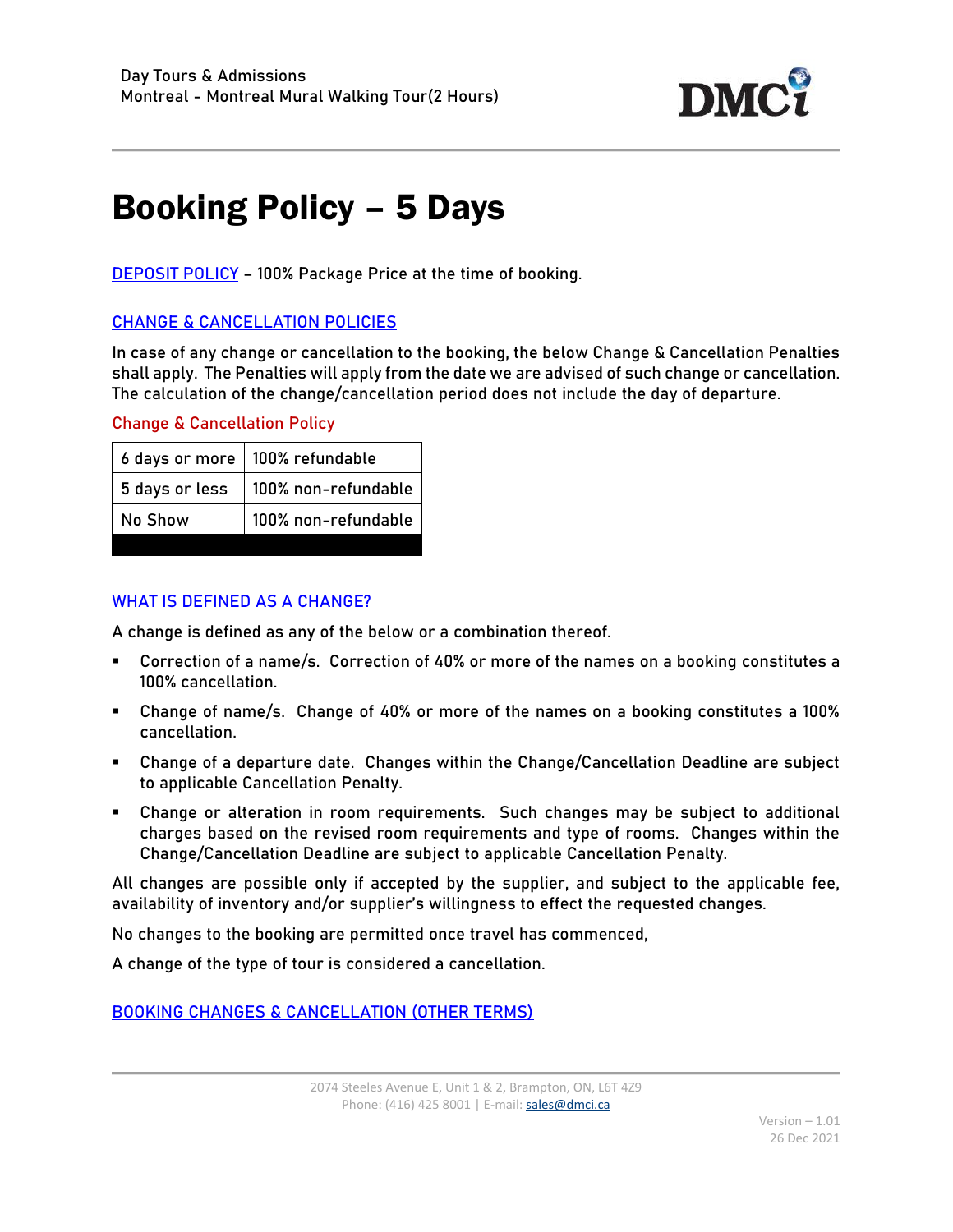Day Tours & Admissions
Montreal - Montreal Mural Walking Tour(2 Hours)

# Booking Policy – 5 Days

DEPOSIT POLICY – 100% Package Price at the time of booking.

## CHANGE & CANCELLATION POLICIES

In case of any change or cancellation to the booking, the below Change & Cancellation Penalties shall apply. The Penalties will apply from the date we are advised of such change or cancellation. The calculation of the change/cancellation period does not include the day of departure.

Change & Cancellation Policy

| | |
|---|---|
| 6 days or more | 100% refundable |
| 5 days or less | 100% non-refundable |
| No Show | 100% non-refundable |

## WHAT IS DEFINED AS A CHANGE?

A change is defined as any of the below or a combination thereof.

- Correction of a name/s. Correction of 40% or more of the names on a booking constitutes a 100% cancellation.
- Change of name/s. Change of 40% or more of the names on a booking constitutes a 100% cancellation.
- Change of a departure date. Changes within the Change/Cancellation Deadline are subject to applicable Cancellation Penalty.
- Change or alteration in room requirements. Such changes may be subject to additional charges based on the revised room requirements and type of rooms. Changes within the Change/Cancellation Deadline are subject to applicable Cancellation Penalty.

All changes are possible only if accepted by the supplier, and subject to the applicable fee, availability of inventory and/or supplier's willingness to effect the requested changes.

No changes to the booking are permitted once travel has commenced,

A change of the type of tour is considered a cancellation.

## BOOKING CHANGES & CANCELLATION (OTHER TERMS)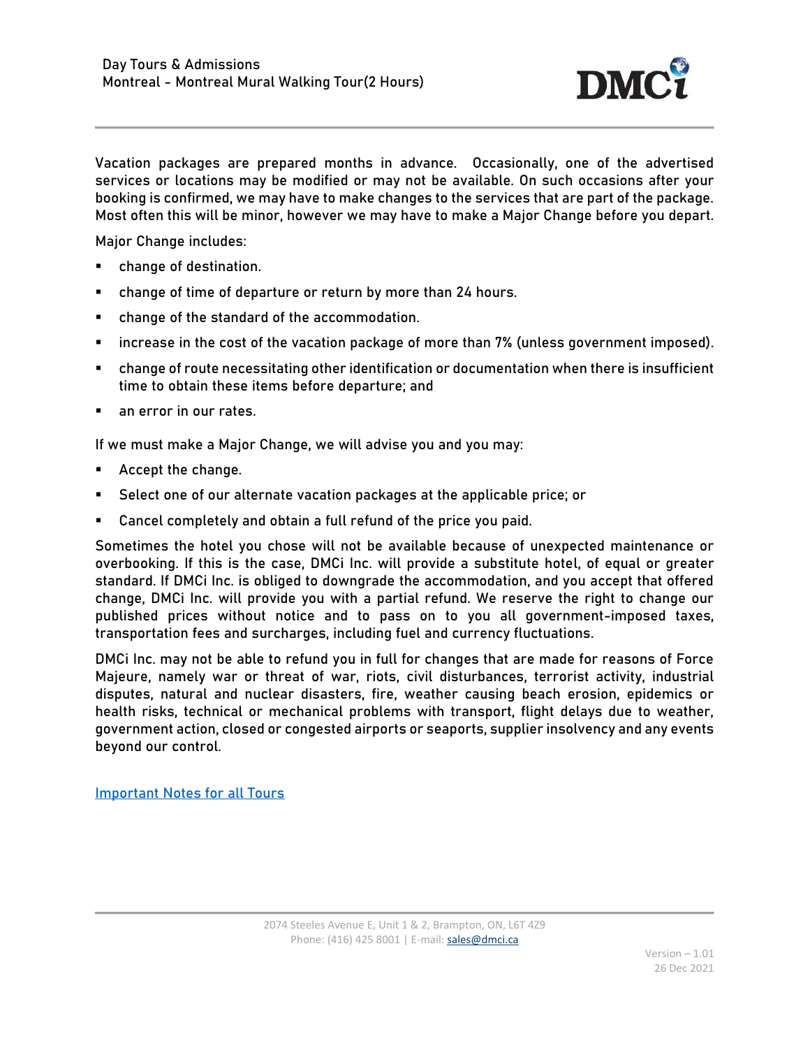Vacation packages are prepared months in advance. Occasionally, one of the advertised services or locations may be modified or may not be available. On such occasions after your booking is confirmed, we may have to make changes to the services that are part of the package. Most often this will be minor, however we may have to make a Major Change before you depart.

Major Change includes:

- change of destination.
- change of time of departure or return by more than 24 hours.
- change of the standard of the accommodation.
- increase in the cost of the vacation package of more than 7% (unless government imposed).
- change of route necessitating other identification or documentation when there is insufficient time to obtain these items before departure; and
- an error in our rates.

If we must make a Major Change, we will advise you and you may:

- Accept the change.
- Select one of our alternate vacation packages at the applicable price; or
- Cancel completely and obtain a full refund of the price you paid.

Sometimes the hotel you chose will not be available because of unexpected maintenance or overbooking. If this is the case, DMCi Inc. will provide a substitute hotel, of equal or greater standard. If DMCi Inc. is obliged to downgrade the accommodation, and you accept that offered change, DMCi Inc. will provide you with a partial refund. We reserve the right to change our published prices without notice and to pass on to you all government-imposed taxes, transportation fees and surcharges, including fuel and currency fluctuations.

DMCi Inc. may not be able to refund you in full for changes that are made for reasons of Force Majeure, namely war or threat of war, riots, civil disturbances, terrorist activity, industrial disputes, natural and nuclear disasters, fire, weather causing beach erosion, epidemics or health risks, technical or mechanical problems with transport, flight delays due to weather, government action, closed or congested airports or seaports, supplier insolvency and any events beyond our control.

Important Notes for all Tours